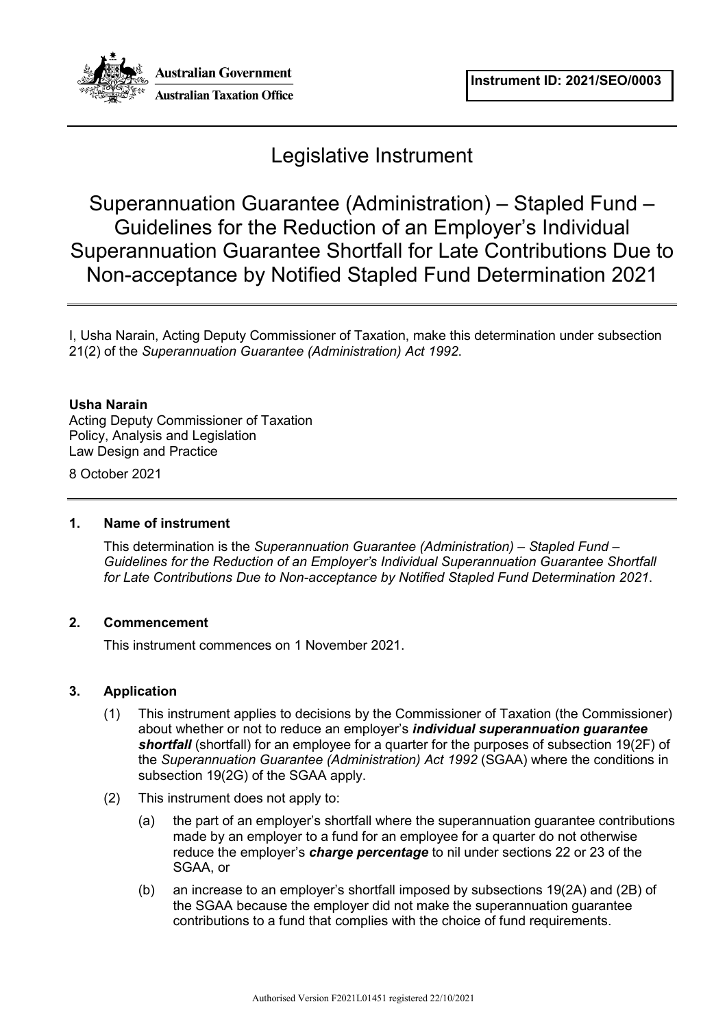Australian Government

Australian Taxation Office

**Instrument ID: 2021/SEO/0003**

# Legislative Instrument

## Superannuation Guarantee (Administration) – Stapled Fund – Guidelines for the Reduction of an Employer's Individual Superannuation Guarantee Shortfall for Late Contributions Due to Non-acceptance by Notified Stapled Fund Determination 2021

I, Usha Narain, Acting Deputy Commissioner of Taxation, make this determination under subsection 21(2) of the *Superannuation Guarantee (Administration) Act 1992*.

**Usha Narain**
Acting Deputy Commissioner of Taxation
Policy, Analysis and Legislation
Law Design and Practice

8 October 2021

### 1. Name of instrument

This determination is the *Superannuation Guarantee (Administration) – Stapled Fund – Guidelines for the Reduction of an Employer's Individual Superannuation Guarantee Shortfall for Late Contributions Due to Non-acceptance by Notified Stapled Fund Determination 2021*.

### 2. Commencement

This instrument commences on 1 November 2021.

### 3. Application

(1) This instrument applies to decisions by the Commissioner of Taxation (the Commissioner) about whether or not to reduce an employer's ***individual superannuation guarantee shortfall*** (shortfall) for an employee for a quarter for the purposes of subsection 19(2F) of the *Superannuation Guarantee (Administration) Act 1992* (SGAA) where the conditions in subsection 19(2G) of the SGAA apply.

(2) This instrument does not apply to:

(a) the part of an employer's shortfall where the superannuation guarantee contributions made by an employer to a fund for an employee for a quarter do not otherwise reduce the employer's ***charge percentage*** to nil under sections 22 or 23 of the SGAA, or

(b) an increase to an employer's shortfall imposed by subsections 19(2A) and (2B) of the SGAA because the employer did not make the superannuation guarantee contributions to a fund that complies with the choice of fund requirements.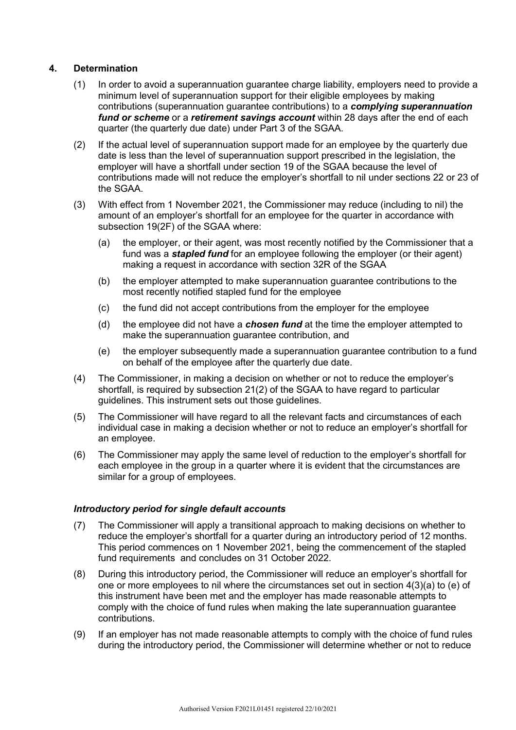## 4. Determination

(1) In order to avoid a superannuation guarantee charge liability, employers need to provide a minimum level of superannuation support for their eligible employees by making contributions (superannuation guarantee contributions) to a ***complying superannuation fund or scheme*** or a ***retirement savings account*** within 28 days after the end of each quarter (the quarterly due date) under Part 3 of the SGAA.

(2) If the actual level of superannuation support made for an employee by the quarterly due date is less than the level of superannuation support prescribed in the legislation, the employer will have a shortfall under section 19 of the SGAA because the level of contributions made will not reduce the employer's shortfall to nil under sections 22 or 23 of the SGAA.

(3) With effect from 1 November 2021, the Commissioner may reduce (including to nil) the amount of an employer's shortfall for an employee for the quarter in accordance with subsection 19(2F) of the SGAA where:

(a) the employer, or their agent, was most recently notified by the Commissioner that a fund was a ***stapled fund*** for an employee following the employer (or their agent) making a request in accordance with section 32R of the SGAA

(b) the employer attempted to make superannuation guarantee contributions to the most recently notified stapled fund for the employee

(c) the fund did not accept contributions from the employer for the employee

(d) the employee did not have a ***chosen fund*** at the time the employer attempted to make the superannuation guarantee contribution, and

(e) the employer subsequently made a superannuation guarantee contribution to a fund on behalf of the employee after the quarterly due date.

(4) The Commissioner, in making a decision on whether or not to reduce the employer's shortfall, is required by subsection 21(2) of the SGAA to have regard to particular guidelines. This instrument sets out those guidelines.

(5) The Commissioner will have regard to all the relevant facts and circumstances of each individual case in making a decision whether or not to reduce an employer's shortfall for an employee.

(6) The Commissioner may apply the same level of reduction to the employer's shortfall for each employee in the group in a quarter where it is evident that the circumstances are similar for a group of employees.

### *Introductory period for single default accounts*

(7) The Commissioner will apply a transitional approach to making decisions on whether to reduce the employer's shortfall for a quarter during an introductory period of 12 months. This period commences on 1 November 2021, being the commencement of the stapled fund requirements and concludes on 31 October 2022.

(8) During this introductory period, the Commissioner will reduce an employer's shortfall for one or more employees to nil where the circumstances set out in section 4(3)(a) to (e) of this instrument have been met and the employer has made reasonable attempts to comply with the choice of fund rules when making the late superannuation guarantee contributions.

(9) If an employer has not made reasonable attempts to comply with the choice of fund rules during the introductory period, the Commissioner will determine whether or not to reduce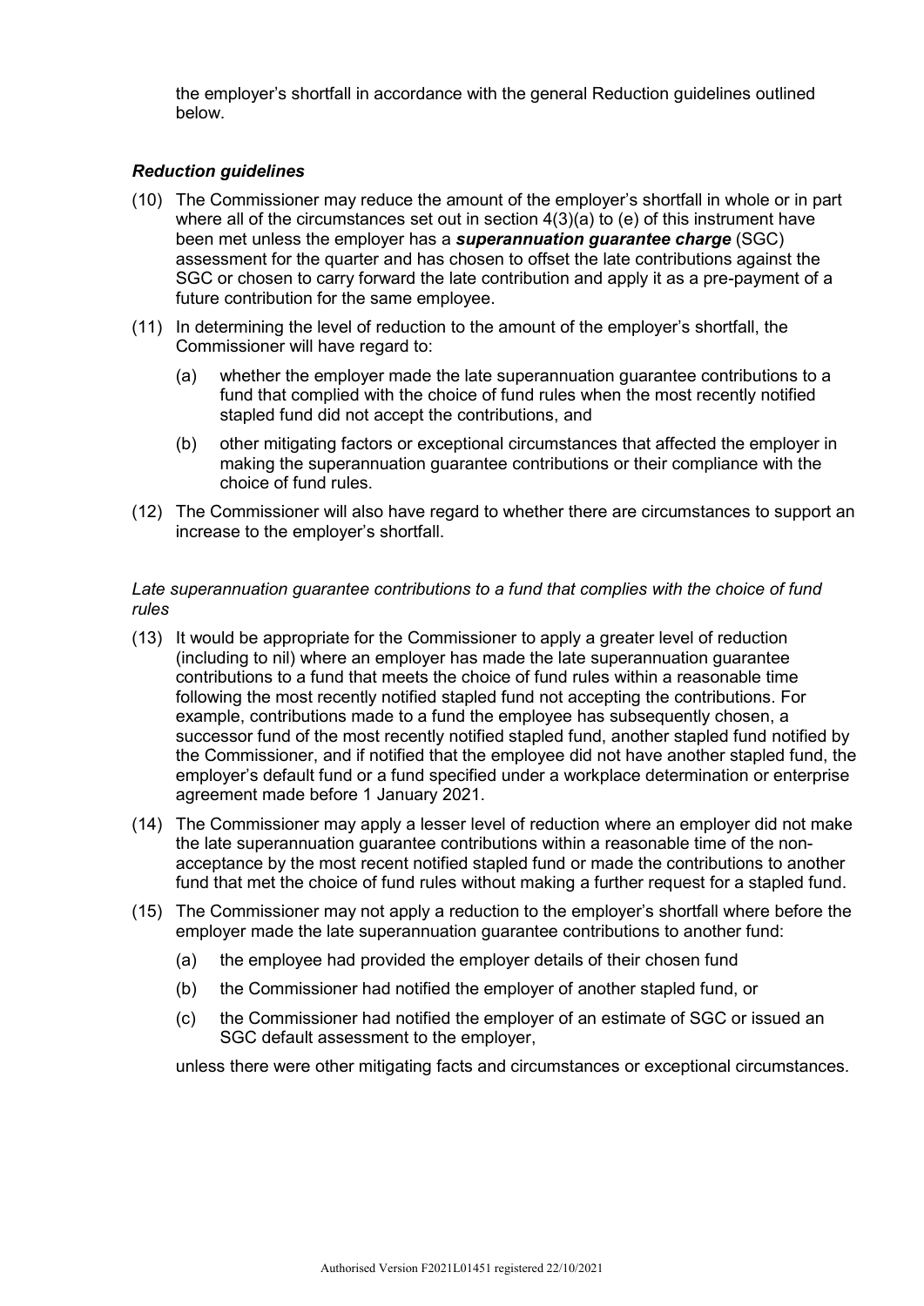the employer's shortfall in accordance with the general Reduction guidelines outlined below.

### *Reduction guidelines*

(10) The Commissioner may reduce the amount of the employer's shortfall in whole or in part where all of the circumstances set out in section 4(3)(a) to (e) of this instrument have been met unless the employer has a ***superannuation guarantee charge*** (SGC) assessment for the quarter and has chosen to offset the late contributions against the SGC or chosen to carry forward the late contribution and apply it as a pre-payment of a future contribution for the same employee.

(11) In determining the level of reduction to the amount of the employer's shortfall, the Commissioner will have regard to:

- (a) whether the employer made the late superannuation guarantee contributions to a fund that complied with the choice of fund rules when the most recently notified stapled fund did not accept the contributions, and
- (b) other mitigating factors or exceptional circumstances that affected the employer in making the superannuation guarantee contributions or their compliance with the choice of fund rules.

(12) The Commissioner will also have regard to whether there are circumstances to support an increase to the employer's shortfall.

*Late superannuation guarantee contributions to a fund that complies with the choice of fund rules*

(13) It would be appropriate for the Commissioner to apply a greater level of reduction (including to nil) where an employer has made the late superannuation guarantee contributions to a fund that meets the choice of fund rules within a reasonable time following the most recently notified stapled fund not accepting the contributions. For example, contributions made to a fund the employee has subsequently chosen, a successor fund of the most recently notified stapled fund, another stapled fund notified by the Commissioner, and if notified that the employee did not have another stapled fund, the employer's default fund or a fund specified under a workplace determination or enterprise agreement made before 1 January 2021.

(14) The Commissioner may apply a lesser level of reduction where an employer did not make the late superannuation guarantee contributions within a reasonable time of the non-acceptance by the most recent notified stapled fund or made the contributions to another fund that met the choice of fund rules without making a further request for a stapled fund.

(15) The Commissioner may not apply a reduction to the employer's shortfall where before the employer made the late superannuation guarantee contributions to another fund:

- (a) the employee had provided the employer details of their chosen fund
- (b) the Commissioner had notified the employer of another stapled fund, or
- (c) the Commissioner had notified the employer of an estimate of SGC or issued an SGC default assessment to the employer,

unless there were other mitigating facts and circumstances or exceptional circumstances.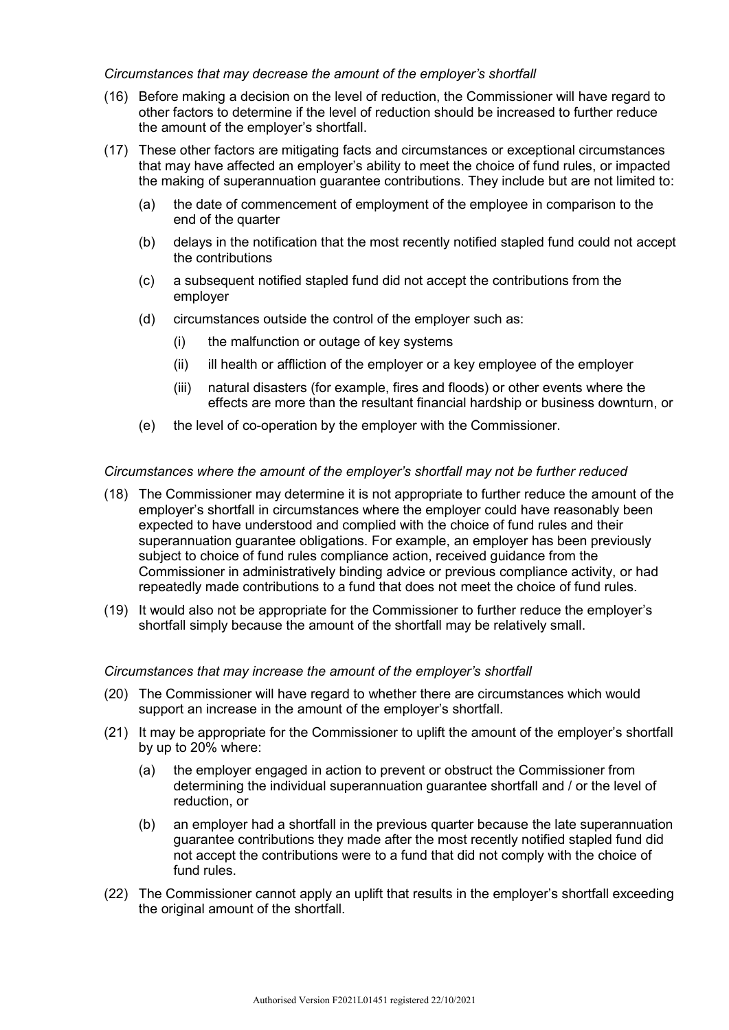*Circumstances that may decrease the amount of the employer's shortfall*

(16) Before making a decision on the level of reduction, the Commissioner will have regard to other factors to determine if the level of reduction should be increased to further reduce the amount of the employer's shortfall.

(17) These other factors are mitigating facts and circumstances or exceptional circumstances that may have affected an employer's ability to meet the choice of fund rules, or impacted the making of superannuation guarantee contributions. They include but are not limited to:

   (a) the date of commencement of employment of the employee in comparison to the end of the quarter

   (b) delays in the notification that the most recently notified stapled fund could not accept the contributions

   (c) a subsequent notified stapled fund did not accept the contributions from the employer

   (d) circumstances outside the control of the employer such as:

      (i) the malfunction or outage of key systems

      (ii) ill health or affliction of the employer or a key employee of the employer

      (iii) natural disasters (for example, fires and floods) or other events where the effects are more than the resultant financial hardship or business downturn, or

   (e) the level of co-operation by the employer with the Commissioner.

*Circumstances where the amount of the employer's shortfall may not be further reduced*

(18) The Commissioner may determine it is not appropriate to further reduce the amount of the employer's shortfall in circumstances where the employer could have reasonably been expected to have understood and complied with the choice of fund rules and their superannuation guarantee obligations. For example, an employer has been previously subject to choice of fund rules compliance action, received guidance from the Commissioner in administratively binding advice or previous compliance activity, or had repeatedly made contributions to a fund that does not meet the choice of fund rules.

(19) It would also not be appropriate for the Commissioner to further reduce the employer's shortfall simply because the amount of the shortfall may be relatively small.

*Circumstances that may increase the amount of the employer's shortfall*

(20) The Commissioner will have regard to whether there are circumstances which would support an increase in the amount of the employer's shortfall.

(21) It may be appropriate for the Commissioner to uplift the amount of the employer's shortfall by up to 20% where:

   (a) the employer engaged in action to prevent or obstruct the Commissioner from determining the individual superannuation guarantee shortfall and / or the level of reduction, or

   (b) an employer had a shortfall in the previous quarter because the late superannuation guarantee contributions they made after the most recently notified stapled fund did not accept the contributions were to a fund that did not comply with the choice of fund rules.

(22) The Commissioner cannot apply an uplift that results in the employer's shortfall exceeding the original amount of the shortfall.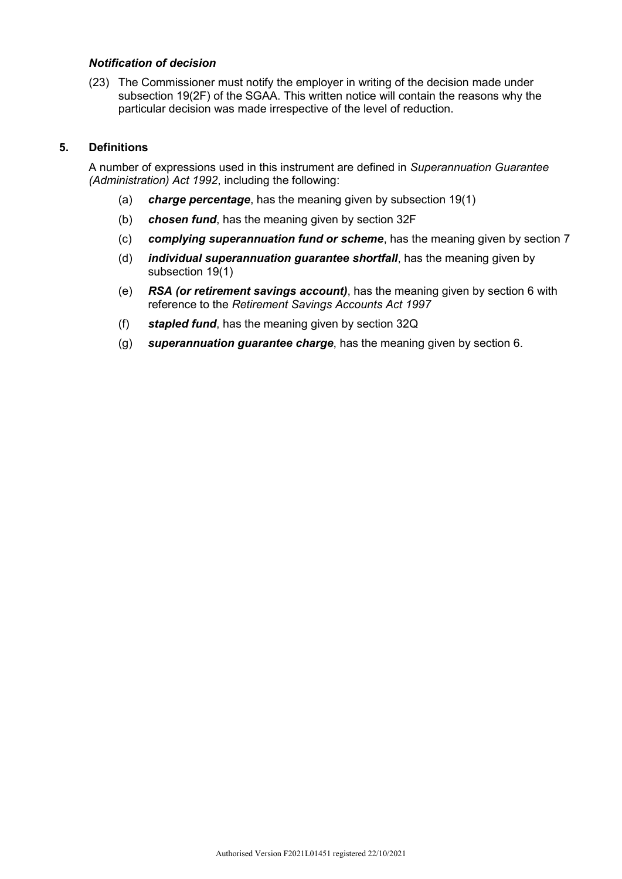### *Notification of decision*

(23) The Commissioner must notify the employer in writing of the decision made under subsection 19(2F) of the SGAA. This written notice will contain the reasons why the particular decision was made irrespective of the level of reduction.

## 5. Definitions

A number of expressions used in this instrument are defined in *Superannuation Guarantee (Administration) Act 1992*, including the following:

(a) ***charge percentage***, has the meaning given by subsection 19(1)

(b) ***chosen fund***, has the meaning given by section 32F

(c) ***complying superannuation fund or scheme***, has the meaning given by section 7

(d) ***individual superannuation guarantee shortfall***, has the meaning given by subsection 19(1)

(e) ***RSA (or retirement savings account)***, has the meaning given by section 6 with reference to the *Retirement Savings Accounts Act 1997*

(f) ***stapled fund***, has the meaning given by section 32Q

(g) ***superannuation guarantee charge***, has the meaning given by section 6.